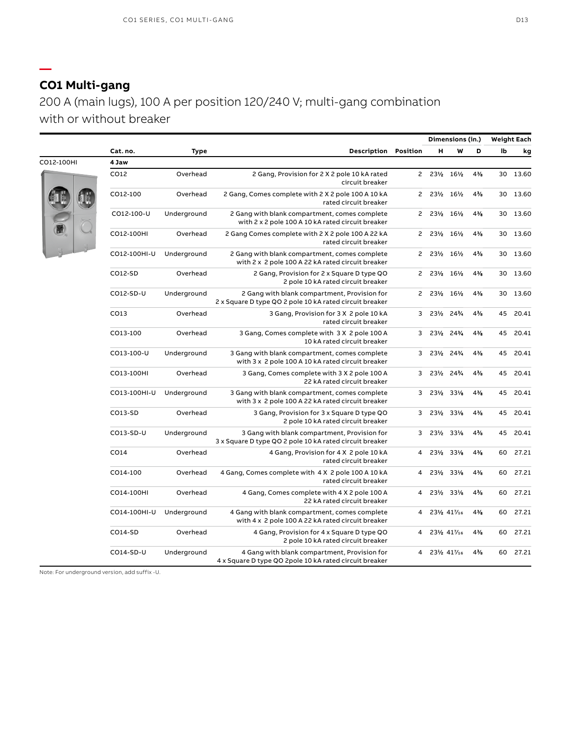## CO1 Multi-gang

200 A (main lugs), 100 A per position 120/240 V; multi-gang combination with or without breaker

| | Cat. no. | Type | Description | Position | Dimensions (in.) H | W | D | Weight Each lb | kg |
|---|---|---|---|---|---|---|---|---|---|
| CO12-100HI | **4 Jaw** | | | | | | | | |
| | CO12 | Overhead | 2 Gang, Provision for 2 X 2 pole 10 kA rated circuit breaker | 2 | 23½ | 16½ | 4⅜ | 30 | 13.60 |
| | CO12-100 | Overhead | 2 Gang, Comes complete with 2 X 2 pole 100 A 10 kA rated circuit breaker | 2 | 23½ | 16½ | 4⅜ | 30 | 13.60 |
| | CO12-100-U | Underground | 2 Gang with blank compartment, comes complete with 2 x 2 pole 100 A 10 kA rated circuit breaker | 2 | 23½ | 16½ | 4⅜ | 30 | 13.60 |
| | CO12-100HI | Overhead | 2 Gang Comes complete with 2 X 2 pole 100 A 22 kA rated circuit breaker | 2 | 23½ | 16½ | 4⅜ | 30 | 13.60 |
| | CO12-100HI-U | Underground | 2 Gang with blank compartment, comes complete with 2 x 2 pole 100 A 22 kA rated circuit breaker | 2 | 23½ | 16½ | 4⅜ | 30 | 13.60 |
| | CO12-SD | Overhead | 2 Gang, Provision for 2 x Square D type QO 2 pole 10 kA rated circuit breaker | 2 | 23½ | 16½ | 4⅜ | 30 | 13.60 |
| | CO12-SD-U | Underground | 2 Gang with blank compartment, Provision for 2 x Square D type QO 2 pole 10 kA rated circuit breaker | 2 | 23½ | 16½ | 4⅜ | 30 | 13.60 |
| | CO13 | Overhead | 3 Gang, Provision for 3 X 2 pole 10 kA rated circuit breaker | 3 | 23½ | 24¾ | 4⅜ | 45 | 20.41 |
| | CO13-100 | Overhead | 3 Gang, Comes complete with 3 X 2 pole 100 A 10 kA rated circuit breaker | 3 | 23½ | 24¾ | 4⅜ | 45 | 20.41 |
| | CO13-100-U | Underground | 3 Gang with blank compartment, comes complete with 3 x 2 pole 100 A 10 kA rated circuit breaker | 3 | 23½ | 24¾ | 4⅜ | 45 | 20.41 |
| | CO13-100HI | Overhead | 3 Gang, Comes complete with 3 X 2 pole 100 A 22 kA rated circuit breaker | 3 | 23½ | 24¾ | 4⅜ | 45 | 20.41 |
| | CO13-100HI-U | Underground | 3 Gang with blank compartment, comes complete with 3 x 2 pole 100 A 22 kA rated circuit breaker | 3 | 23½ | 33⅛ | 4⅜ | 45 | 20.41 |
| | CO13-SD | Overhead | 3 Gang, Provision for 3 x Square D type QO 2 pole 10 kA rated circuit breaker | 3 | 23½ | 33⅛ | 4⅜ | 45 | 20.41 |
| | CO13-SD-U | Underground | 3 Gang with blank compartment, Provision for 3 x Square D type QO 2 pole 10 kA rated circuit breaker | 3 | 23½ | 33⅛ | 4⅜ | 45 | 20.41 |
| | CO14 | Overhead | 4 Gang, Provision for 4 X 2 pole 10 kA rated circuit breaker | 4 | 23½ | 33⅛ | 4⅜ | 60 | 27.21 |
| | CO14-100 | Overhead | 4 Gang, Comes complete with 4 X 2 pole 100 A 10 kA rated circuit breaker | 4 | 23½ | 33⅛ | 4⅜ | 60 | 27.21 |
| | CO14-100HI | Overhead | 4 Gang, Comes complete with 4 X 2 pole 100 A 22 kA rated circuit breaker | 4 | 23½ | 33⅛ | 4⅜ | 60 | 27.21 |
| | CO14-100HI-U | Underground | 4 Gang with blank compartment, comes complete with 4 x 2 pole 100 A 22 kA rated circuit breaker | 4 | 23½ | 41⁷⁄₁₆ | 4⅜ | 60 | 27.21 |
| | CO14-SD | Overhead | 4 Gang, Provision for 4 x Square D type QO 2 pole 10 kA rated circuit breaker | 4 | 23½ | 41⁷⁄₁₆ | 4⅜ | 60 | 27.21 |
| | CO14-SD-U | Underground | 4 Gang with blank compartment, Provision for 4 x Square D type QO 2pole 10 kA rated circuit breaker | 4 | 23½ | 41⁷⁄₁₆ | 4⅜ | 60 | 27.21 |

Note: For underground version, add suffix -U.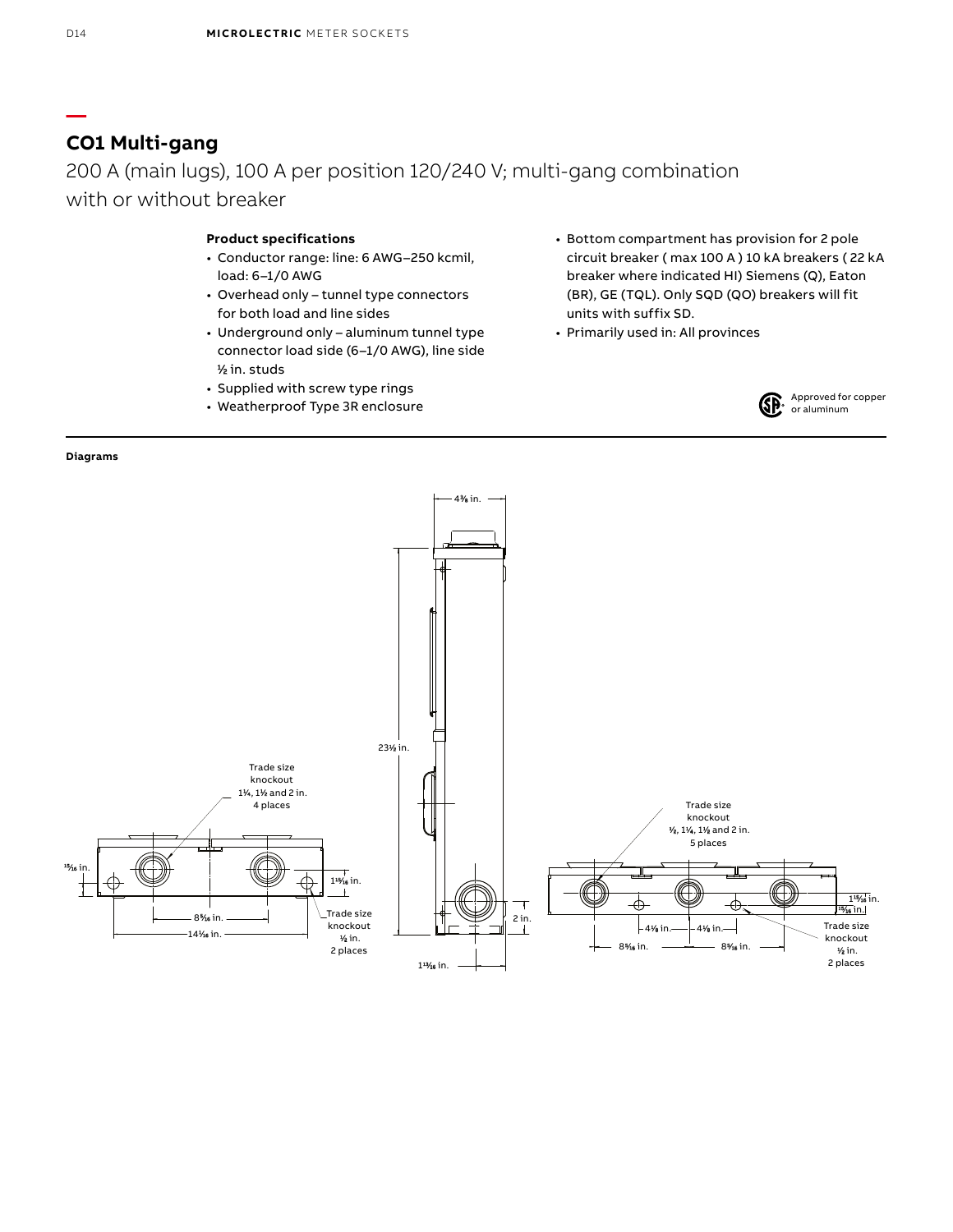## CO1 Multi-gang

200 A (main lugs), 100 A per position 120/240 V; multi-gang combination with or without breaker

**Product specifications**

- Conductor range: line: 6 AWG–250 kcmil, load: 6–1/0 AWG
- Overhead only – tunnel type connectors for both load and line sides
- Underground only – aluminum tunnel type connector load side (6–1/0 AWG), line side ½ in. studs
- Supplied with screw type rings
- Weatherproof Type 3R enclosure
- Bottom compartment has provision for 2 pole circuit breaker ( max 100 A ) 10 kA breakers ( 22 kA breaker where indicated HI) Siemens (Q), Eaton (BR), GE (TQL). Only SQD (QO) breakers will fit units with suffix SD.
- Primarily used in: All provinces

Approved for copper or aluminum

**Diagrams**

4⅜ in.

23⅛ in.

Trade size knockout 1¼, 1½ and 2 in. 4 places

15⁄16 in.

8⁹⁄16 in.

14¹¹⁄16 in.

1¹⁵⁄16 in.

Trade size knockout ½ in. 2 places

2 in.

1¹³⁄16 in.

Trade size knockout ¾, 1¼, 1½ and 2 in. 5 places

4⅛ in.

4⅛ in.

8⁹⁄16 in.

8⁹⁄16 in.

1¹⁵⁄16 in.

15⁄16 in.

Trade size knockout ½ in. 2 places